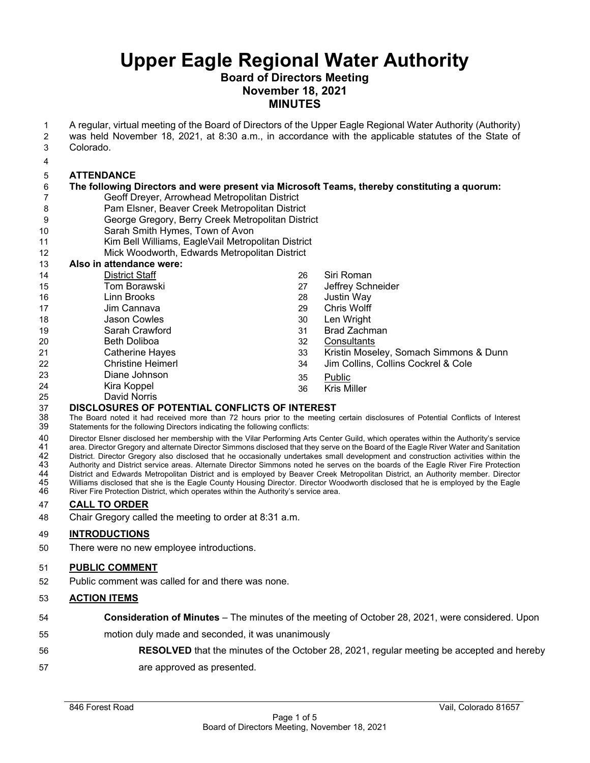# Upper Eagle Regional Water Authority

## Board of Directors Meeting
## November 18, 2021
## MINUTES

A regular, virtual meeting of the Board of Directors of the Upper Eagle Regional Water Authority (Authority) was held November 18, 2021, at 8:30 a.m., in accordance with the applicable statutes of the State of Colorado.

**ATTENDANCE**

**The following Directors and were present via Microsoft Teams, thereby constituting a quorum:**

- Geoff Dreyer, Arrowhead Metropolitan District
- Pam Elsner, Beaver Creek Metropolitan District
- George Gregory, Berry Creek Metropolitan District
- Sarah Smith Hymes, Town of Avon
- Kim Bell Williams, EagleVail Metropolitan District
- Mick Woodworth, Edwards Metropolitan District

**Also in attendance were:**

District Staff
- Tom Borawski
- Linn Brooks
- Jim Cannava
- Jason Cowles
- Sarah Crawford
- Beth Doliboa
- Catherine Hayes
- Christine Heimerl
- Diane Johnson
- Kira Koppel
- David Norris
- Siri Roman
- Jeffrey Schneider
- Justin Way
- Chris Wolff
- Len Wright
- Brad Zachman

Consultants
- Kristin Moseley, Somach Simmons & Dunn
- Jim Collins, Collins Cockrel & Cole

Public
- Kris Miller

**DISCLOSURES OF POTENTIAL CONFLICTS OF INTEREST**

The Board noted it had received more than 72 hours prior to the meeting certain disclosures of Potential Conflicts of Interest Statements for the following Directors indicating the following conflicts:

Director Elsner disclosed her membership with the Vilar Performing Arts Center Guild, which operates within the Authority's service area. Director Gregory and alternate Director Simmons disclosed that they serve on the Board of the Eagle River Water and Sanitation District. Director Gregory also disclosed that he occasionally undertakes small development and construction activities within the Authority and District service areas. Alternate Director Simmons noted he serves on the boards of the Eagle River Fire Protection District and Edwards Metropolitan District and is employed by Beaver Creek Metropolitan District, an Authority member. Director Williams disclosed that she is the Eagle County Housing Director. Director Woodworth disclosed that he is employed by the Eagle River Fire Protection District, which operates within the Authority's service area.

**CALL TO ORDER**

Chair Gregory called the meeting to order at 8:31 a.m.

**INTRODUCTIONS**

There were no new employee introductions.

**PUBLIC COMMENT**

Public comment was called for and there was none.

**ACTION ITEMS**

**Consideration of Minutes** – The minutes of the meeting of October 28, 2021, were considered. Upon motion duly made and seconded, it was unanimously

**RESOLVED** that the minutes of the October 28, 2021, regular meeting be accepted and hereby are approved as presented.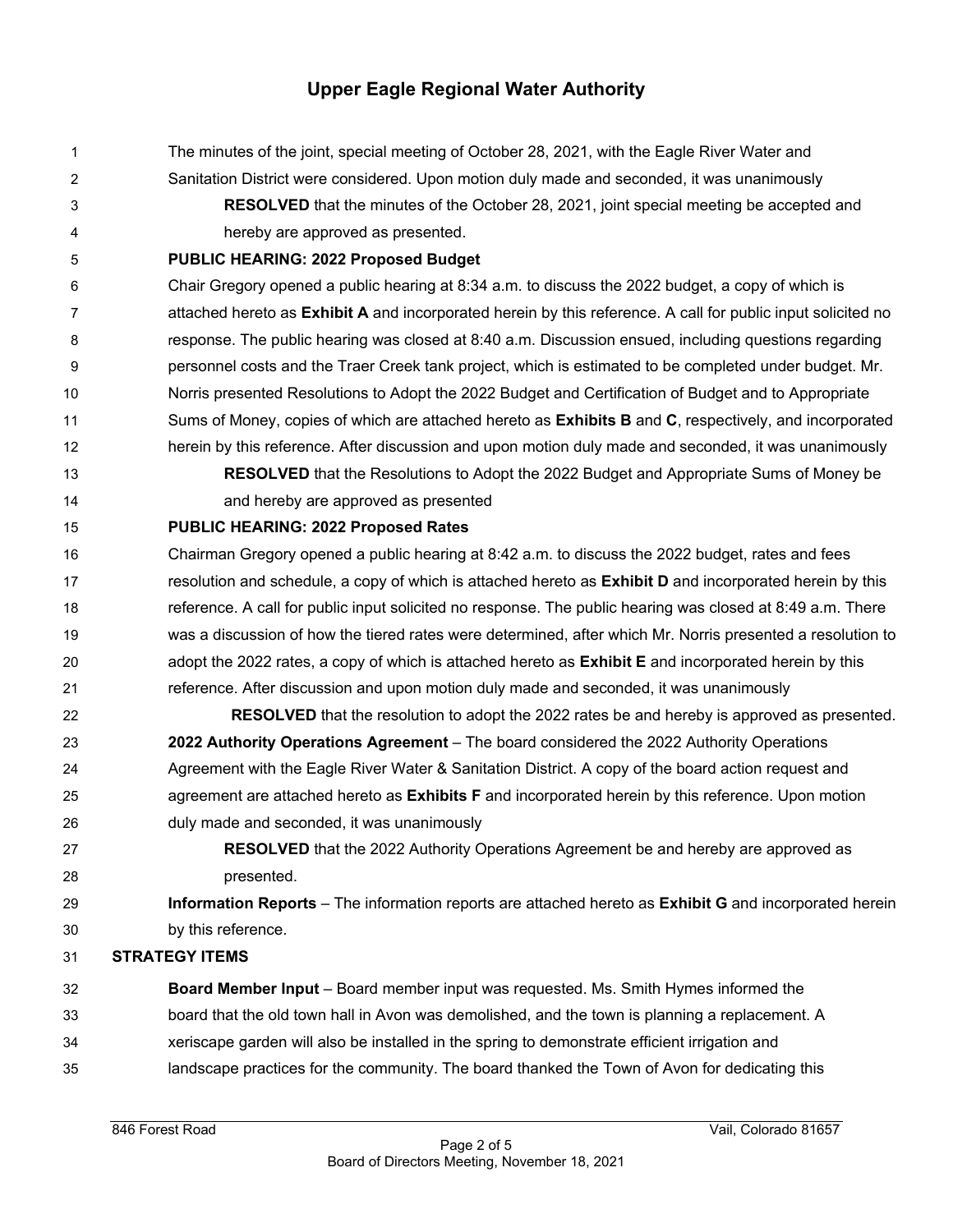The minutes of the joint, special meeting of October 28, 2021, with the Eagle River Water and Sanitation District were considered. Upon motion duly made and seconded, it was unanimously

**RESOLVED** that the minutes of the October 28, 2021, joint special meeting be accepted and hereby are approved as presented.

**PUBLIC HEARING: 2022 Proposed Budget**

Chair Gregory opened a public hearing at 8:34 a.m. to discuss the 2022 budget, a copy of which is attached hereto as **Exhibit A** and incorporated herein by this reference. A call for public input solicited no response. The public hearing was closed at 8:40 a.m. Discussion ensued, including questions regarding personnel costs and the Traer Creek tank project, which is estimated to be completed under budget. Mr. Norris presented Resolutions to Adopt the 2022 Budget and Certification of Budget and to Appropriate Sums of Money, copies of which are attached hereto as **Exhibits B** and **C**, respectively, and incorporated herein by this reference. After discussion and upon motion duly made and seconded, it was unanimously

**RESOLVED** that the Resolutions to Adopt the 2022 Budget and Appropriate Sums of Money be and hereby are approved as presented

**PUBLIC HEARING: 2022 Proposed Rates**

Chairman Gregory opened a public hearing at 8:42 a.m. to discuss the 2022 budget, rates and fees resolution and schedule, a copy of which is attached hereto as **Exhibit D** and incorporated herein by this reference. A call for public input solicited no response. The public hearing was closed at 8:49 a.m. There was a discussion of how the tiered rates were determined, after which Mr. Norris presented a resolution to adopt the 2022 rates, a copy of which is attached hereto as **Exhibit E** and incorporated herein by this reference. After discussion and upon motion duly made and seconded, it was unanimously

**RESOLVED** that the resolution to adopt the 2022 rates be and hereby is approved as presented.

**2022 Authority Operations Agreement** – The board considered the 2022 Authority Operations Agreement with the Eagle River Water & Sanitation District. A copy of the board action request and agreement are attached hereto as **Exhibits F** and incorporated herein by this reference. Upon motion duly made and seconded, it was unanimously

**RESOLVED** that the 2022 Authority Operations Agreement be and hereby are approved as presented.

**Information Reports** – The information reports are attached hereto as **Exhibit G** and incorporated herein by this reference.

**STRATEGY ITEMS**

**Board Member Input** – Board member input was requested. Ms. Smith Hymes informed the board that the old town hall in Avon was demolished, and the town is planning a replacement. A xeriscape garden will also be installed in the spring to demonstrate efficient irrigation and landscape practices for the community. The board thanked the Town of Avon for dedicating this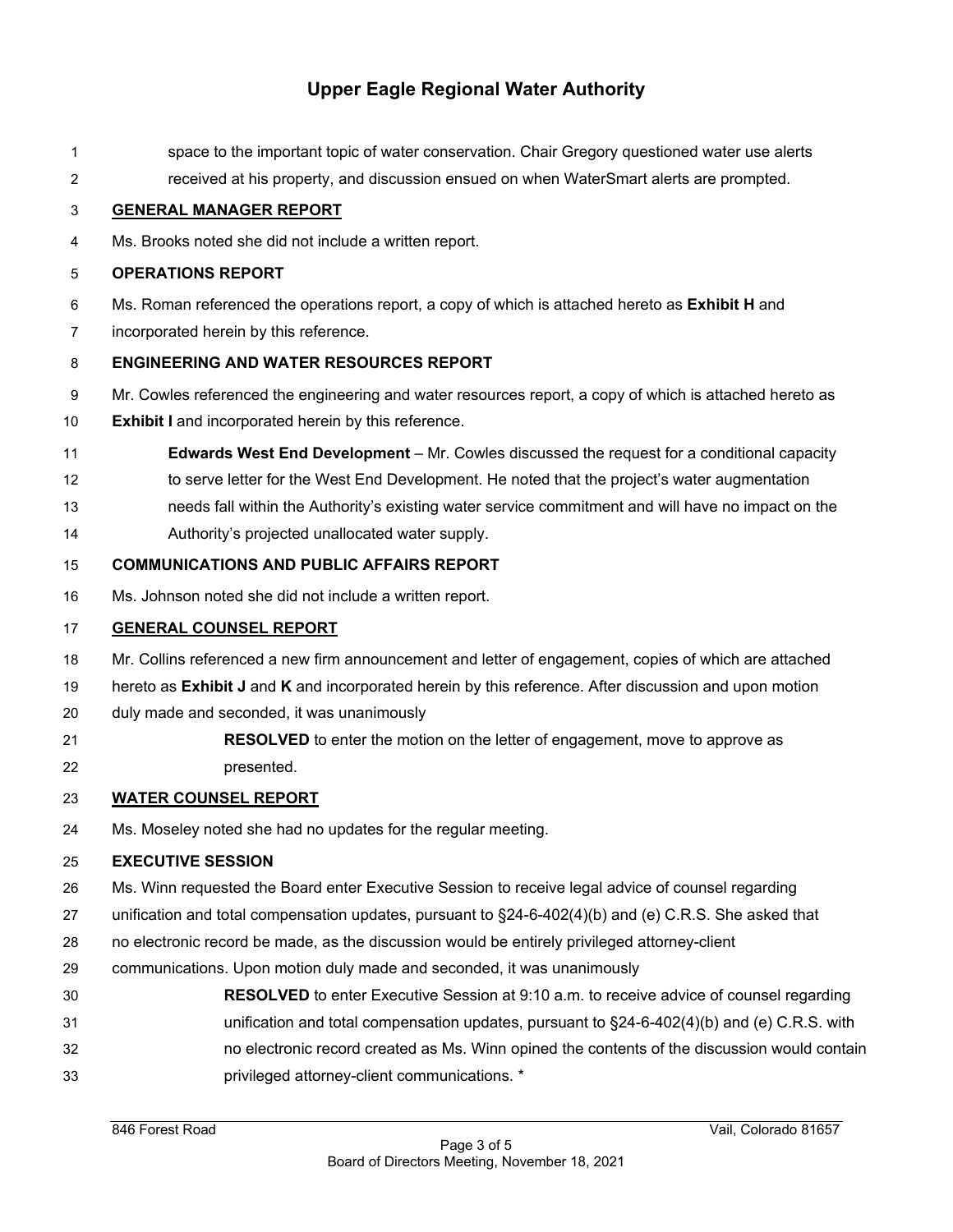space to the important topic of water conservation. Chair Gregory questioned water use alerts received at his property, and discussion ensued on when WaterSmart alerts are prompted.

## GENERAL MANAGER REPORT

Ms. Brooks noted she did not include a written report.

## OPERATIONS REPORT

Ms. Roman referenced the operations report, a copy of which is attached hereto as **Exhibit H** and incorporated herein by this reference.

## ENGINEERING AND WATER RESOURCES REPORT

Mr. Cowles referenced the engineering and water resources report, a copy of which is attached hereto as **Exhibit I** and incorporated herein by this reference.

**Edwards West End Development** – Mr. Cowles discussed the request for a conditional capacity to serve letter for the West End Development. He noted that the project's water augmentation needs fall within the Authority's existing water service commitment and will have no impact on the Authority's projected unallocated water supply.

## COMMUNICATIONS AND PUBLIC AFFAIRS REPORT

Ms. Johnson noted she did not include a written report.

## GENERAL COUNSEL REPORT

Mr. Collins referenced a new firm announcement and letter of engagement, copies of which are attached hereto as **Exhibit J** and **K** and incorporated herein by this reference. After discussion and upon motion duly made and seconded, it was unanimously

> **RESOLVED** to enter the motion on the letter of engagement, move to approve as presented.

## WATER COUNSEL REPORT

Ms. Moseley noted she had no updates for the regular meeting.

## EXECUTIVE SESSION

Ms. Winn requested the Board enter Executive Session to receive legal advice of counsel regarding unification and total compensation updates, pursuant to §24-6-402(4)(b) and (e) C.R.S. She asked that no electronic record be made, as the discussion would be entirely privileged attorney-client communications. Upon motion duly made and seconded, it was unanimously

> **RESOLVED** to enter Executive Session at 9:10 a.m. to receive advice of counsel regarding unification and total compensation updates, pursuant to §24-6-402(4)(b) and (e) C.R.S. with no electronic record created as Ms. Winn opined the contents of the discussion would contain privileged attorney-client communications. *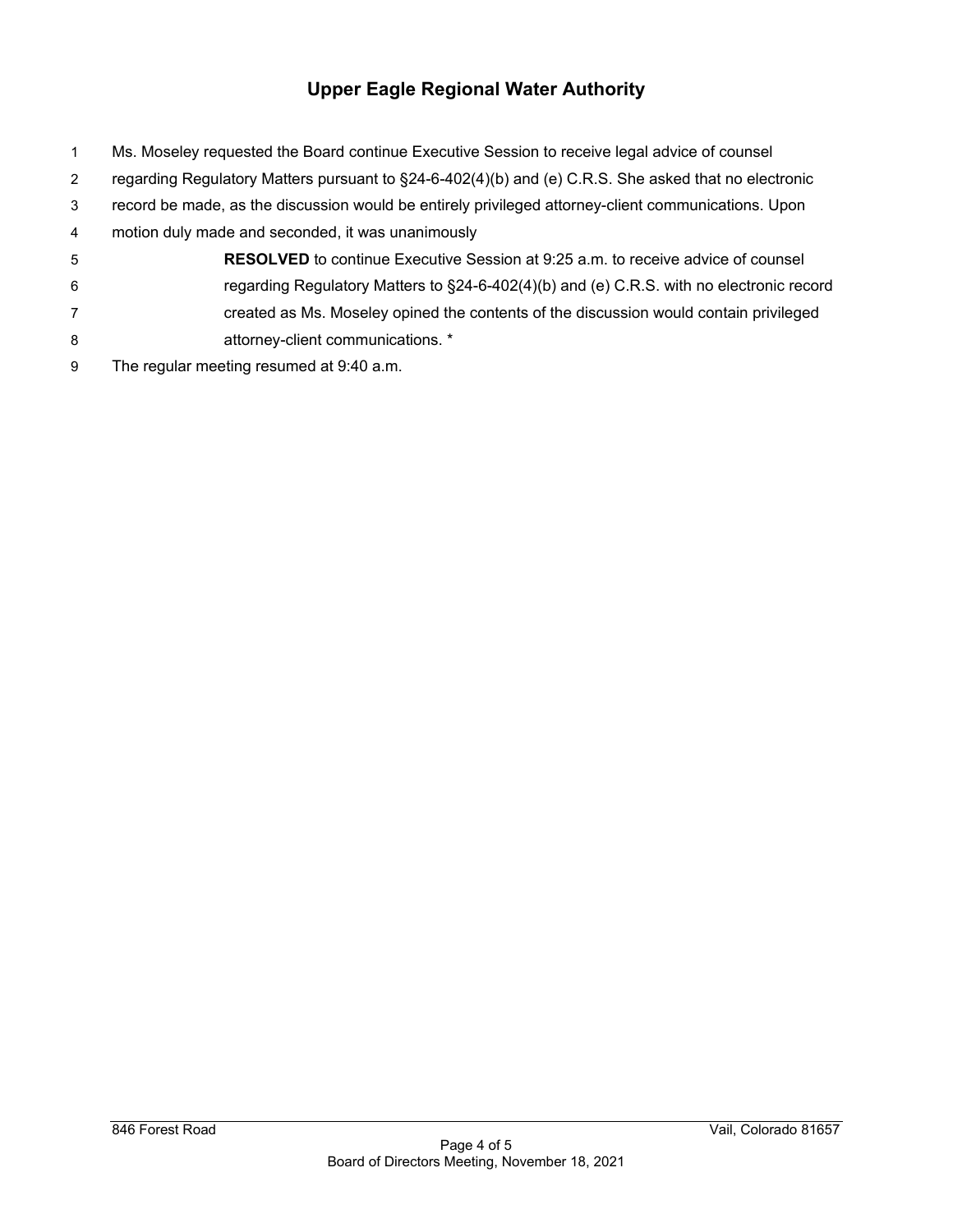Ms. Moseley requested the Board continue Executive Session to receive legal advice of counsel regarding Regulatory Matters pursuant to §24-6-402(4)(b) and (e) C.R.S. She asked that no electronic record be made, as the discussion would be entirely privileged attorney-client communications. Upon motion duly made and seconded, it was unanimously

> **RESOLVED** to continue Executive Session at 9:25 a.m. to receive advice of counsel regarding Regulatory Matters to §24-6-402(4)(b) and (e) C.R.S. with no electronic record created as Ms. Moseley opined the contents of the discussion would contain privileged attorney-client communications. *

The regular meeting resumed at 9:40 a.m.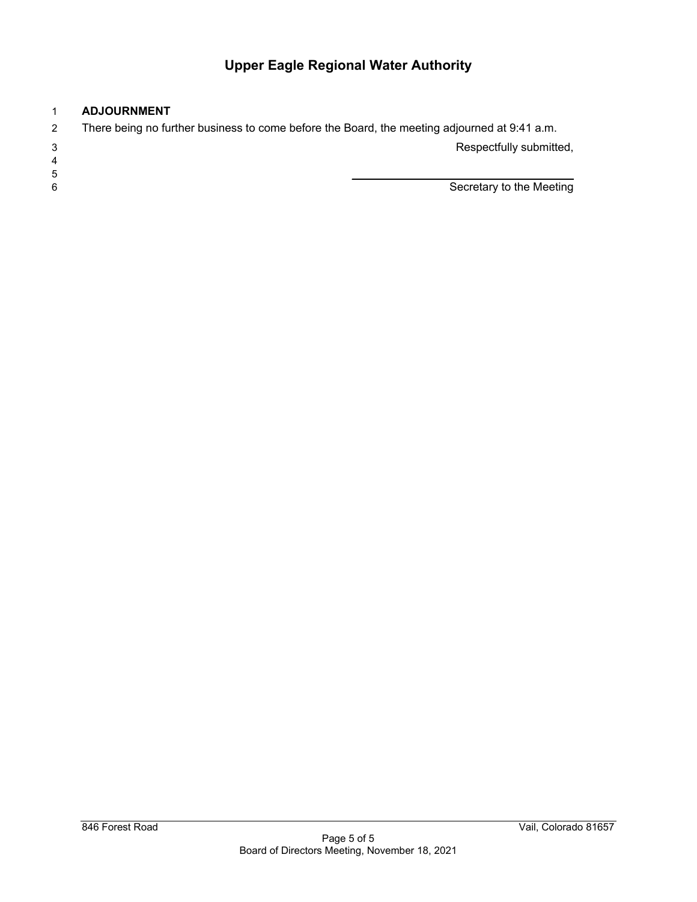**ADJOURNMENT**

There being no further business to come before the Board, the meeting adjourned at 9:41 a.m.

Respectfully submitted,

\_\_\_\_\_\_\_\_\_\_\_\_\_\_\_\_\_\_\_\_\_\_\_\_\_\_\_\_\_\_

Secretary to the Meeting